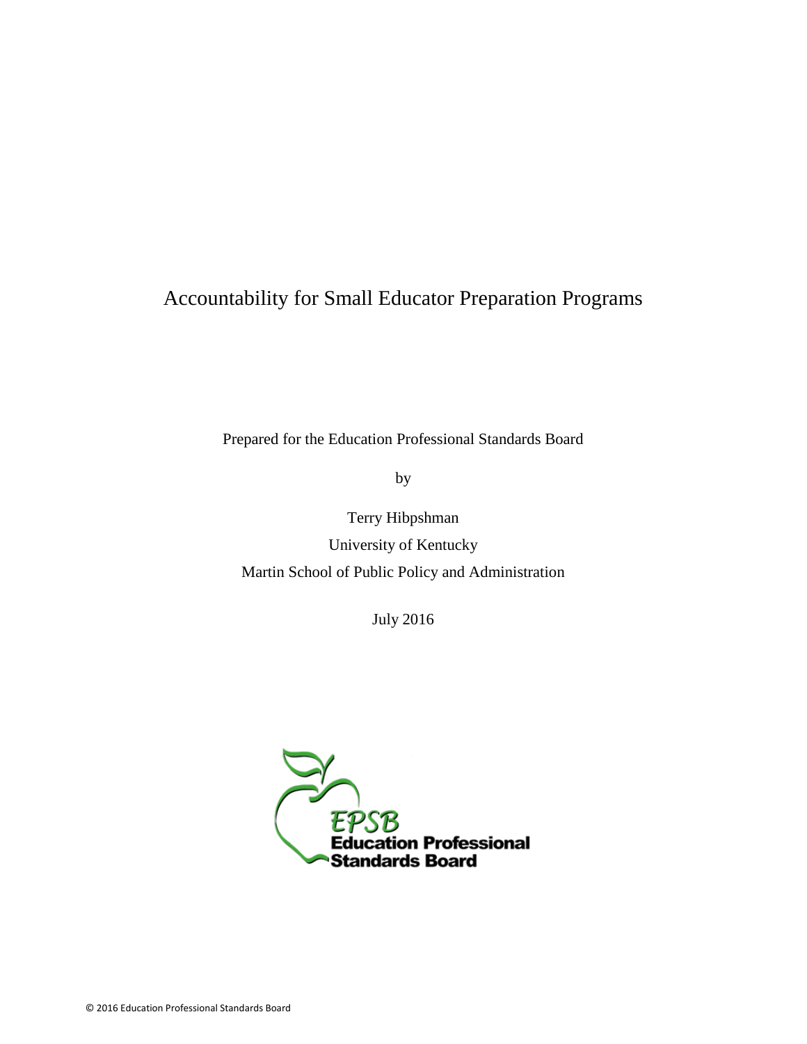# Accountability for Small Educator Preparation Programs

Prepared for the Education Professional Standards Board

by

Terry Hibpshman

University of Kentucky

Martin School of Public Policy and Administration

July 2016

© 2016 Education Professional Standards Board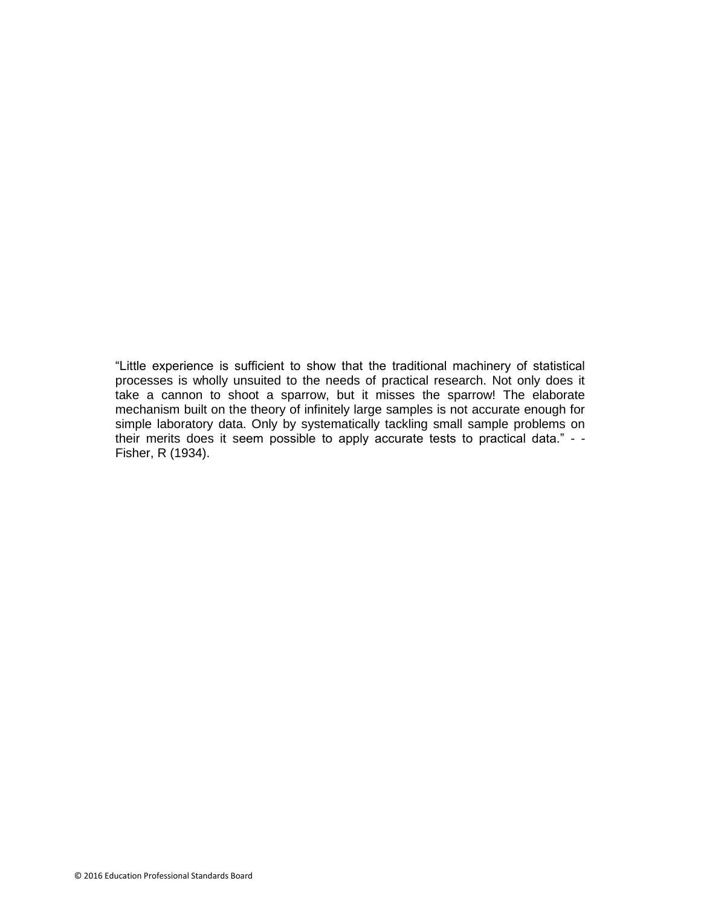"Little experience is sufficient to show that the traditional machinery of statistical processes is wholly unsuited to the needs of practical research. Not only does it take a cannon to shoot a sparrow, but it misses the sparrow! The elaborate mechanism built on the theory of infinitely large samples is not accurate enough for simple laboratory data. Only by systematically tackling small sample problems on their merits does it seem possible to apply accurate tests to practical data." - - Fisher, R (1934).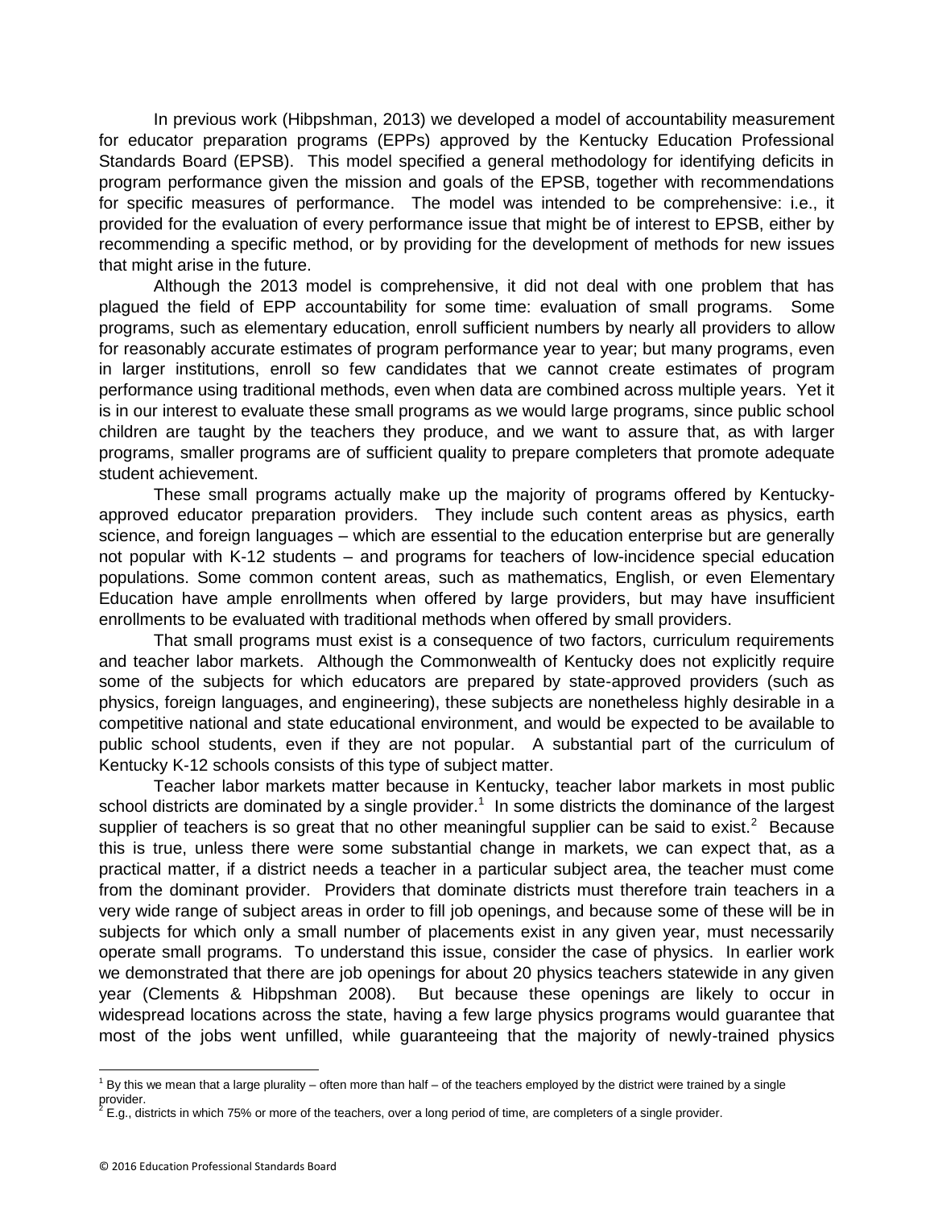In previous work (Hibpshman, 2013) we developed a model of accountability measurement for educator preparation programs (EPPs) approved by the Kentucky Education Professional Standards Board (EPSB). This model specified a general methodology for identifying deficits in program performance given the mission and goals of the EPSB, together with recommendations for specific measures of performance. The model was intended to be comprehensive: i.e., it provided for the evaluation of every performance issue that might be of interest to EPSB, either by recommending a specific method, or by providing for the development of methods for new issues that might arise in the future.

Although the 2013 model is comprehensive, it did not deal with one problem that has plagued the field of EPP accountability for some time: evaluation of small programs. Some programs, such as elementary education, enroll sufficient numbers by nearly all providers to allow for reasonably accurate estimates of program performance year to year; but many programs, even in larger institutions, enroll so few candidates that we cannot create estimates of program performance using traditional methods, even when data are combined across multiple years. Yet it is in our interest to evaluate these small programs as we would large programs, since public school children are taught by the teachers they produce, and we want to assure that, as with larger programs, smaller programs are of sufficient quality to prepare completers that promote adequate student achievement.

These small programs actually make up the majority of programs offered by Kentucky-approved educator preparation providers. They include such content areas as physics, earth science, and foreign languages – which are essential to the education enterprise but are generally not popular with K-12 students – and programs for teachers of low-incidence special education populations. Some common content areas, such as mathematics, English, or even Elementary Education have ample enrollments when offered by large providers, but may have insufficient enrollments to be evaluated with traditional methods when offered by small providers.

That small programs must exist is a consequence of two factors, curriculum requirements and teacher labor markets. Although the Commonwealth of Kentucky does not explicitly require some of the subjects for which educators are prepared by state-approved providers (such as physics, foreign languages, and engineering), these subjects are nonetheless highly desirable in a competitive national and state educational environment, and would be expected to be available to public school students, even if they are not popular. A substantial part of the curriculum of Kentucky K-12 schools consists of this type of subject matter.

Teacher labor markets matter because in Kentucky, teacher labor markets in most public school districts are dominated by a single provider.[1] In some districts the dominance of the largest supplier of teachers is so great that no other meaningful supplier can be said to exist.[2] Because this is true, unless there were some substantial change in markets, we can expect that, as a practical matter, if a district needs a teacher in a particular subject area, the teacher must come from the dominant provider. Providers that dominate districts must therefore train teachers in a very wide range of subject areas in order to fill job openings, and because some of these will be in subjects for which only a small number of placements exist in any given year, must necessarily operate small programs. To understand this issue, consider the case of physics. In earlier work we demonstrated that there are job openings for about 20 physics teachers statewide in any given year (Clements & Hibpshman 2008). But because these openings are likely to occur in widespread locations across the state, having a few large physics programs would guarantee that most of the jobs went unfilled, while guaranteeing that the majority of newly-trained physics

[1] By this we mean that a large plurality – often more than half – of the teachers employed by the district were trained by a single provider.

[2] E.g., districts in which 75% or more of the teachers, over a long period of time, are completers of a single provider.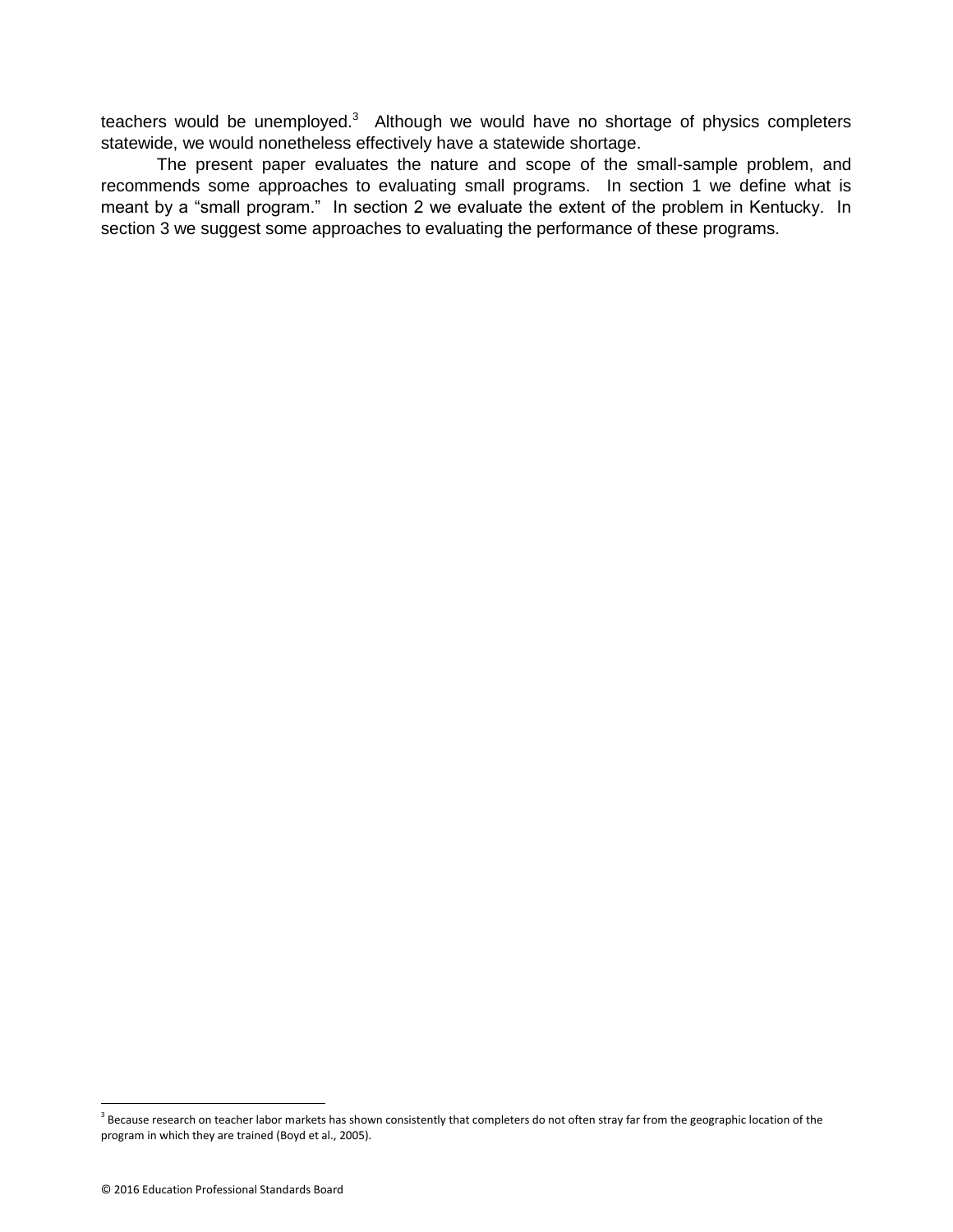teachers would be unemployed.[3] Although we would have no shortage of physics completers statewide, we would nonetheless effectively have a statewide shortage.

The present paper evaluates the nature and scope of the small-sample problem, and recommends some approaches to evaluating small programs. In section 1 we define what is meant by a "small program." In section 2 we evaluate the extent of the problem in Kentucky. In section 3 we suggest some approaches to evaluating the performance of these programs.

[3] Because research on teacher labor markets has shown consistently that completers do not often stray far from the geographic location of the program in which they are trained (Boyd et al., 2005).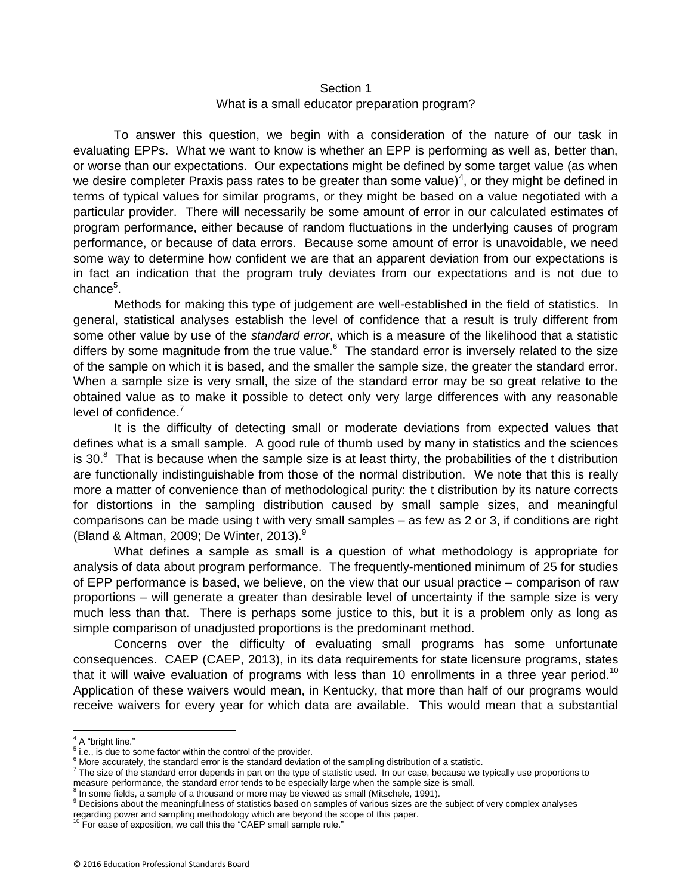## Section 1
### What is a small educator preparation program?

To answer this question, we begin with a consideration of the nature of our task in evaluating EPPs. What we want to know is whether an EPP is performing as well as, better than, or worse than our expectations. Our expectations might be defined by some target value (as when we desire completer Praxis pass rates to be greater than some value)[4], or they might be defined in terms of typical values for similar programs, or they might be based on a value negotiated with a particular provider. There will necessarily be some amount of error in our calculated estimates of program performance, either because of random fluctuations in the underlying causes of program performance, or because of data errors. Because some amount of error is unavoidable, we need some way to determine how confident we are that an apparent deviation from our expectations is in fact an indication that the program truly deviates from our expectations and is not due to chance[5].

Methods for making this type of judgement are well-established in the field of statistics. In general, statistical analyses establish the level of confidence that a result is truly different from some other value by use of the *standard error*, which is a measure of the likelihood that a statistic differs by some magnitude from the true value.[6] The standard error is inversely related to the size of the sample on which it is based, and the smaller the sample size, the greater the standard error. When a sample size is very small, the size of the standard error may be so great relative to the obtained value as to make it possible to detect only very large differences with any reasonable level of confidence.[7]

It is the difficulty of detecting small or moderate deviations from expected values that defines what is a small sample. A good rule of thumb used by many in statistics and the sciences is 30.[8] That is because when the sample size is at least thirty, the probabilities of the t distribution are functionally indistinguishable from those of the normal distribution. We note that this is really more a matter of convenience than of methodological purity: the t distribution by its nature corrects for distortions in the sampling distribution caused by small sample sizes, and meaningful comparisons can be made using t with very small samples – as few as 2 or 3, if conditions are right (Bland & Altman, 2009; De Winter, 2013).[9]

What defines a sample as small is a question of what methodology is appropriate for analysis of data about program performance. The frequently-mentioned minimum of 25 for studies of EPP performance is based, we believe, on the view that our usual practice – comparison of raw proportions – will generate a greater than desirable level of uncertainty if the sample size is very much less than that. There is perhaps some justice to this, but it is a problem only as long as simple comparison of unadjusted proportions is the predominant method.

Concerns over the difficulty of evaluating small programs has some unfortunate consequences. CAEP (CAEP, 2013), in its data requirements for state licensure programs, states that it will waive evaluation of programs with less than 10 enrollments in a three year period.[10] Application of these waivers would mean, in Kentucky, that more than half of our programs would receive waivers for every year for which data are available. This would mean that a substantial

---

[4] A "bright line."

[5] i.e., is due to some factor within the control of the provider.

[6] More accurately, the standard error is the standard deviation of the sampling distribution of a statistic.

[7] The size of the standard error depends in part on the type of statistic used. In our case, because we typically use proportions to measure performance, the standard error tends to be especially large when the sample size is small.

[8] In some fields, a sample of a thousand or more may be viewed as small (Mitschele, 1991).

[9] Decisions about the meaningfulness of statistics based on samples of various sizes are the subject of very complex analyses regarding power and sampling methodology which are beyond the scope of this paper.

[10] For ease of exposition, we call this the "CAEP small sample rule."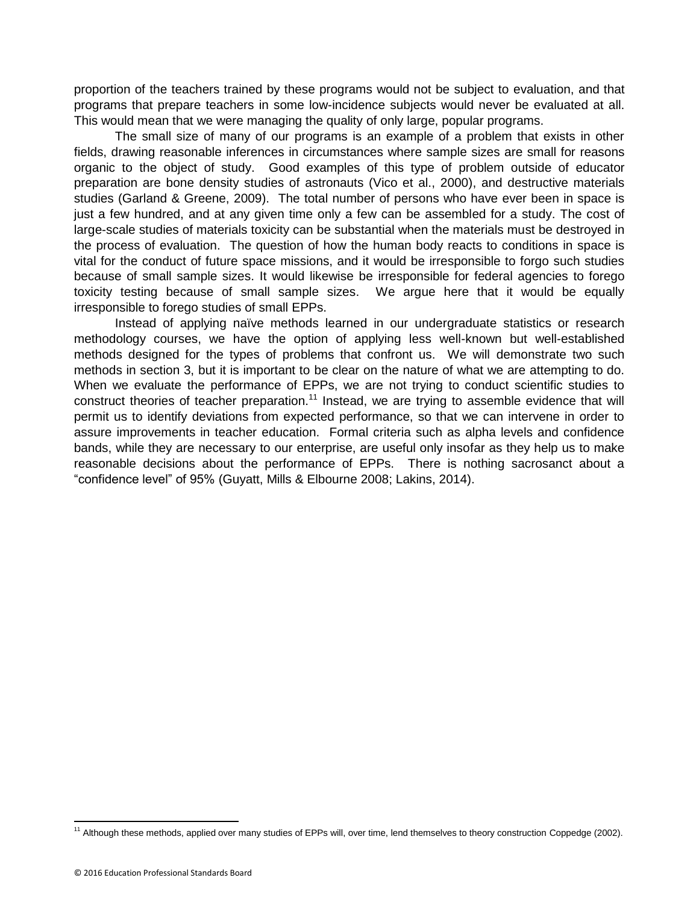proportion of the teachers trained by these programs would not be subject to evaluation, and that programs that prepare teachers in some low-incidence subjects would never be evaluated at all. This would mean that we were managing the quality of only large, popular programs.

The small size of many of our programs is an example of a problem that exists in other fields, drawing reasonable inferences in circumstances where sample sizes are small for reasons organic to the object of study. Good examples of this type of problem outside of educator preparation are bone density studies of astronauts (Vico et al., 2000), and destructive materials studies (Garland & Greene, 2009). The total number of persons who have ever been in space is just a few hundred, and at any given time only a few can be assembled for a study. The cost of large-scale studies of materials toxicity can be substantial when the materials must be destroyed in the process of evaluation. The question of how the human body reacts to conditions in space is vital for the conduct of future space missions, and it would be irresponsible to forgo such studies because of small sample sizes. It would likewise be irresponsible for federal agencies to forego toxicity testing because of small sample sizes. We argue here that it would be equally irresponsible to forego studies of small EPPs.

Instead of applying naïve methods learned in our undergraduate statistics or research methodology courses, we have the option of applying less well-known but well-established methods designed for the types of problems that confront us. We will demonstrate two such methods in section 3, but it is important to be clear on the nature of what we are attempting to do. When we evaluate the performance of EPPs, we are not trying to conduct scientific studies to construct theories of teacher preparation.[11] Instead, we are trying to assemble evidence that will permit us to identify deviations from expected performance, so that we can intervene in order to assure improvements in teacher education. Formal criteria such as alpha levels and confidence bands, while they are necessary to our enterprise, are useful only insofar as they help us to make reasonable decisions about the performance of EPPs. There is nothing sacrosanct about a "confidence level" of 95% (Guyatt, Mills & Elbourne 2008; Lakins, 2014).

[11] Although these methods, applied over many studies of EPPs will, over time, lend themselves to theory construction Coppedge (2002).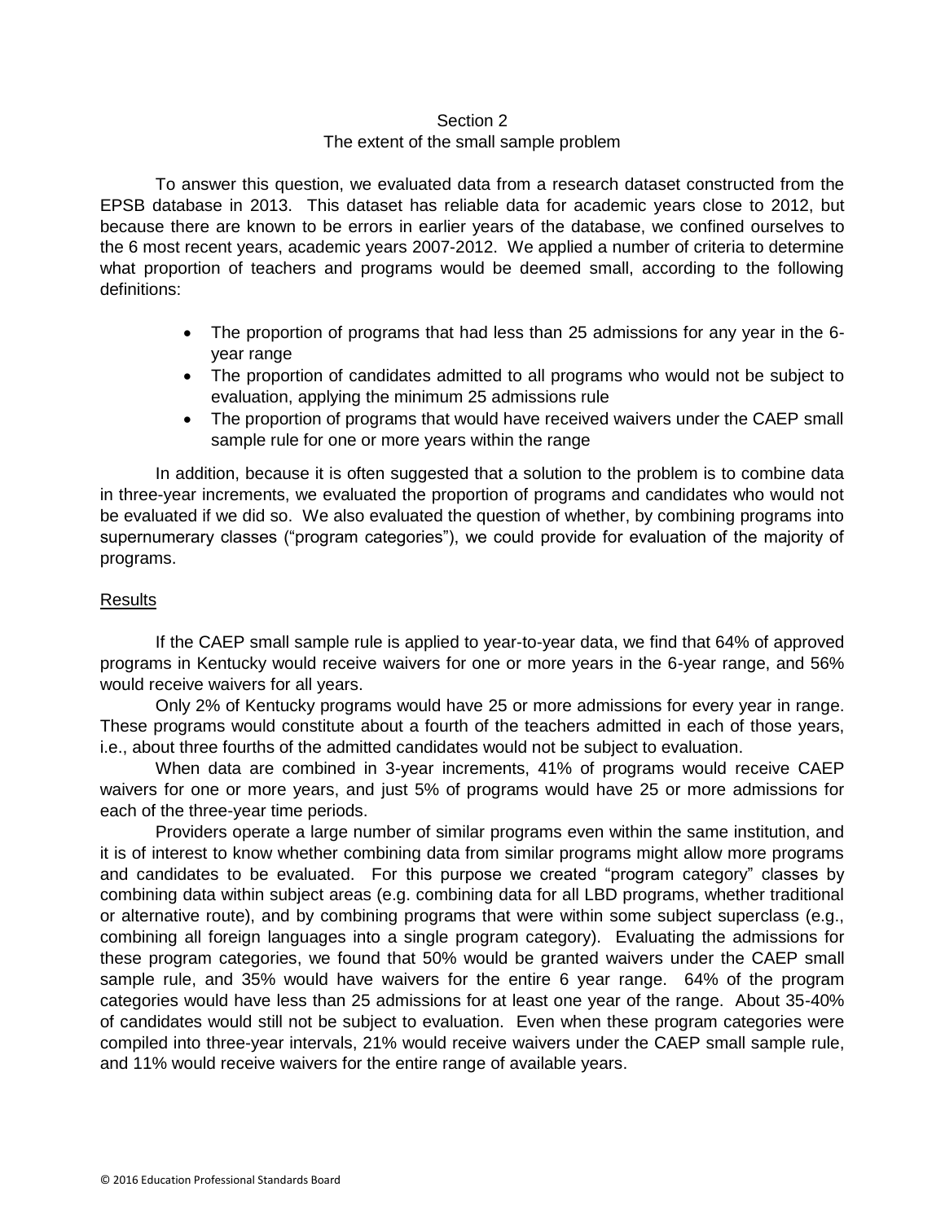## Section 2
### The extent of the small sample problem

To answer this question, we evaluated data from a research dataset constructed from the EPSB database in 2013. This dataset has reliable data for academic years close to 2012, but because there are known to be errors in earlier years of the database, we confined ourselves to the 6 most recent years, academic years 2007-2012. We applied a number of criteria to determine what proportion of teachers and programs would be deemed small, according to the following definitions:

- The proportion of programs that had less than 25 admissions for any year in the 6-year range
- The proportion of candidates admitted to all programs who would not be subject to evaluation, applying the minimum 25 admissions rule
- The proportion of programs that would have received waivers under the CAEP small sample rule for one or more years within the range

In addition, because it is often suggested that a solution to the problem is to combine data in three-year increments, we evaluated the proportion of programs and candidates who would not be evaluated if we did so. We also evaluated the question of whether, by combining programs into supernumerary classes ("program categories"), we could provide for evaluation of the majority of programs.

<u>Results</u>

If the CAEP small sample rule is applied to year-to-year data, we find that 64% of approved programs in Kentucky would receive waivers for one or more years in the 6-year range, and 56% would receive waivers for all years.

Only 2% of Kentucky programs would have 25 or more admissions for every year in range. These programs would constitute about a fourth of the teachers admitted in each of those years, i.e., about three fourths of the admitted candidates would not be subject to evaluation.

When data are combined in 3-year increments, 41% of programs would receive CAEP waivers for one or more years, and just 5% of programs would have 25 or more admissions for each of the three-year time periods.

Providers operate a large number of similar programs even within the same institution, and it is of interest to know whether combining data from similar programs might allow more programs and candidates to be evaluated. For this purpose we created "program category" classes by combining data within subject areas (e.g. combining data for all LBD programs, whether traditional or alternative route), and by combining programs that were within some subject superclass (e.g., combining all foreign languages into a single program category). Evaluating the admissions for these program categories, we found that 50% would be granted waivers under the CAEP small sample rule, and 35% would have waivers for the entire 6 year range. 64% of the program categories would have less than 25 admissions for at least one year of the range. About 35-40% of candidates would still not be subject to evaluation. Even when these program categories were compiled into three-year intervals, 21% would receive waivers under the CAEP small sample rule, and 11% would receive waivers for the entire range of available years.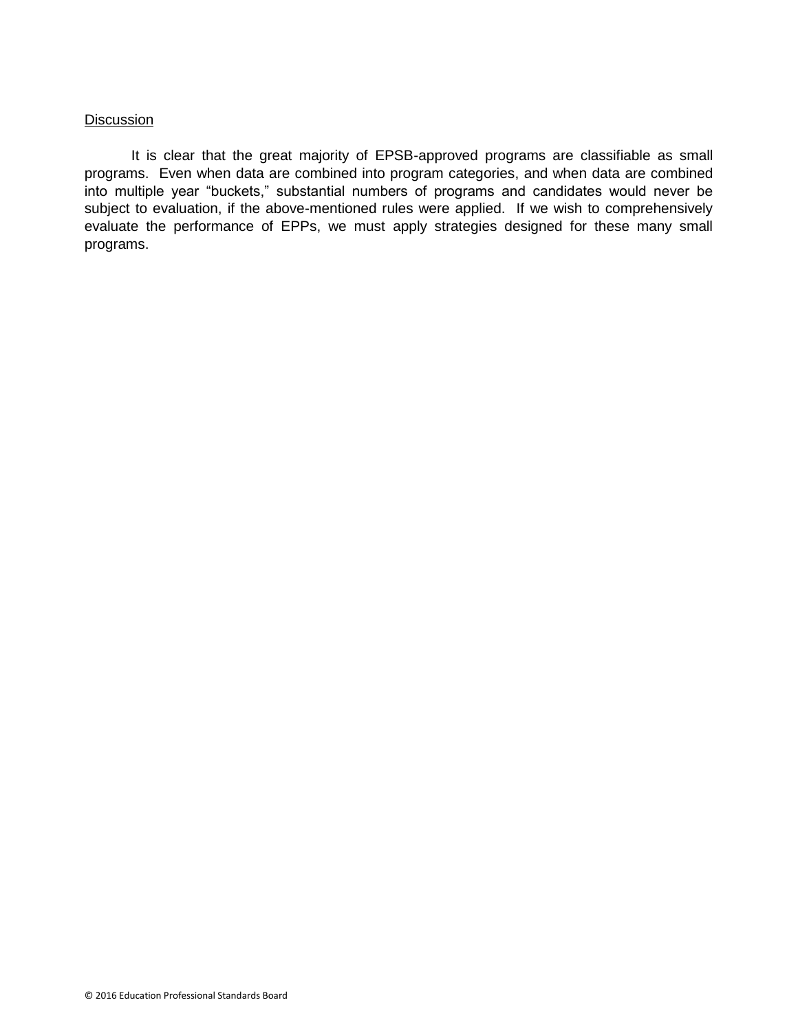## Discussion

It is clear that the great majority of EPSB-approved programs are classifiable as small programs. Even when data are combined into program categories, and when data are combined into multiple year "buckets," substantial numbers of programs and candidates would never be subject to evaluation, if the above-mentioned rules were applied. If we wish to comprehensively evaluate the performance of EPPs, we must apply strategies designed for these many small programs.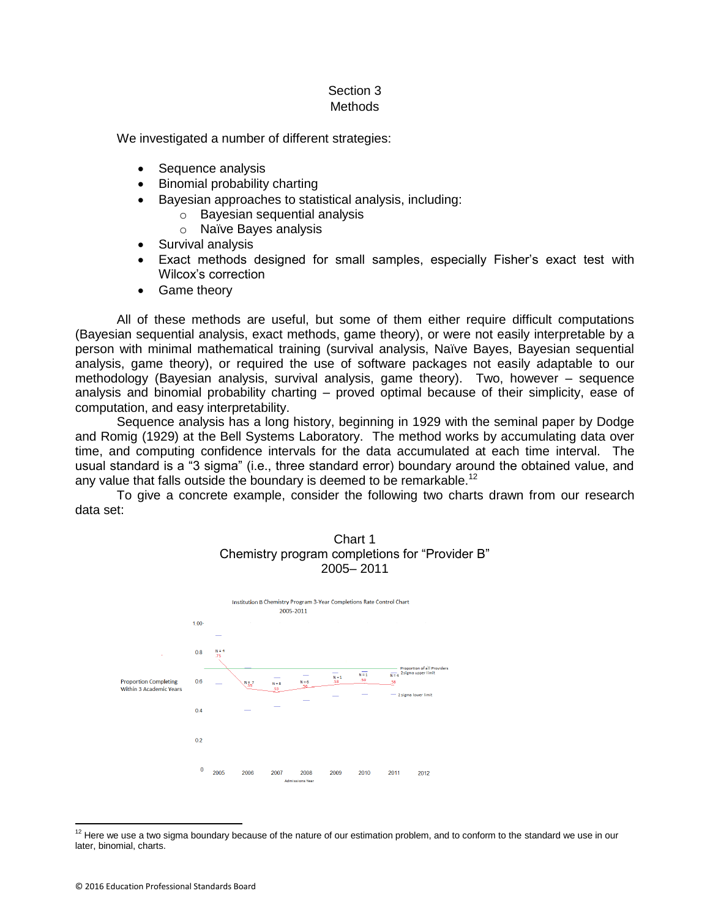## Section 3
## Methods

We investigated a number of different strategies:

- Sequence analysis
- Binomial probability charting
- Bayesian approaches to statistical analysis, including:
  - Bayesian sequential analysis
  - Naïve Bayes analysis
- Survival analysis
- Exact methods designed for small samples, especially Fisher's exact test with Wilcox's correction
- Game theory

All of these methods are useful, but some of them either require difficult computations (Bayesian sequential analysis, exact methods, game theory), or were not easily interpretable by a person with minimal mathematical training (survival analysis, Naïve Bayes, Bayesian sequential analysis, game theory), or required the use of software packages not easily adaptable to our methodology (Bayesian analysis, survival analysis, game theory). Two, however – sequence analysis and binomial probability charting – proved optimal because of their simplicity, ease of computation, and easy interpretability.

Sequence analysis has a long history, beginning in 1929 with the seminal paper by Dodge and Romig (1929) at the Bell Systems Laboratory. The method works by accumulating data over time, and computing confidence intervals for the data accumulated at each time interval. The usual standard is a "3 sigma" (i.e., three standard error) boundary around the obtained value, and any value that falls outside the boundary is deemed to be remarkable.[12]

To give a concrete example, consider the following two charts drawn from our research data set:

Chart 1
Chemistry program completions for "Provider B"
2005– 2011

Institution B Chemistry Program 3-Year Completions Rate Control Chart
2005-2011

Proportion Completing Within 3 Academic Years

| Admissions Year | 2005 | 2006 | 2007 | 2008 | 2009 | 2010 | 2011 |
|---|---|---|---|---|---|---|---|
| N | 4 | 7 | 8 | 6 | 1 | 1 | 4 |
| Proportion | .75 | .55 | .53 | .56 | .58 | .59 | .58 |

Proportion of all Providers
2 sigma upper limit
2 sigma lower limit

[12] Here we use a two sigma boundary because of the nature of our estimation problem, and to conform to the standard we use in our later, binomial, charts.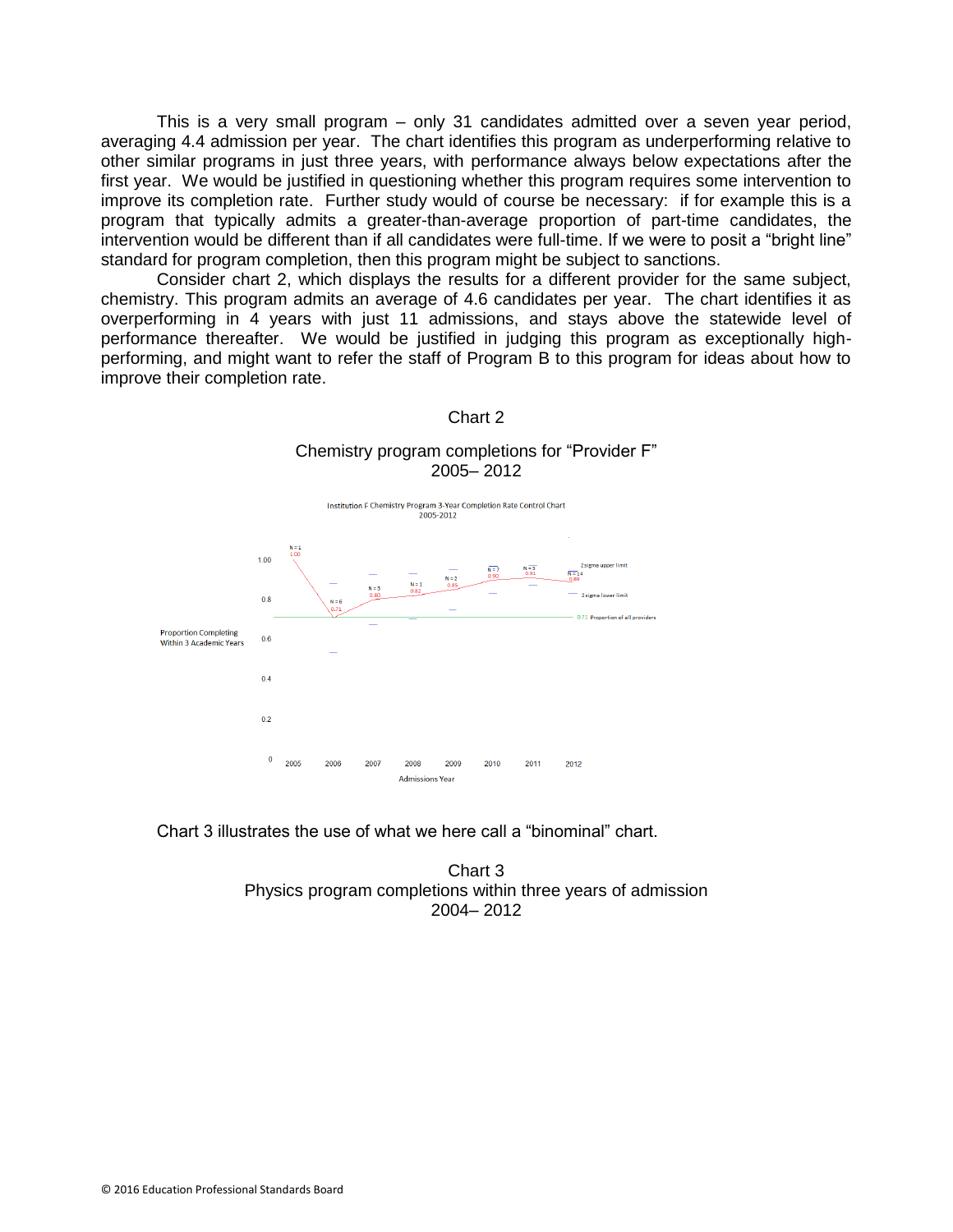This is a very small program – only 31 candidates admitted over a seven year period, averaging 4.4 admission per year. The chart identifies this program as underperforming relative to other similar programs in just three years, with performance always below expectations after the first year. We would be justified in questioning whether this program requires some intervention to improve its completion rate. Further study would of course be necessary: if for example this is a program that typically admits a greater-than-average proportion of part-time candidates, the intervention would be different than if all candidates were full-time. If we were to posit a "bright line" standard for program completion, then this program might be subject to sanctions.

Consider chart 2, which displays the results for a different provider for the same subject, chemistry. This program admits an average of 4.6 candidates per year. The chart identifies it as overperforming in 4 years with just 11 admissions, and stays above the statewide level of performance thereafter. We would be justified in judging this program as exceptionally high-performing, and might want to refer the staff of Program B to this program for ideas about how to improve their completion rate.

Chart 2

Chemistry program completions for "Provider F"
2005– 2012

Institution F Chemistry Program 3-Year Completion Rate Control Chart
2005-2012

| Admissions Year | 2005 | 2006 | 2007 | 2008 | 2009 | 2010 | 2011 | 2012 |
|---|---|---|---|---|---|---|---|---|
| N | 1 | 6 | 5 | 1 | 2 | 7 | 3 | 14 |
| Proportion Completing Within 3 Academic Years | 1.00 | 0.71 | 0.80 | 0.82 | 0.85 | 0.90 | 0.91 | 0.89 |

0.71 Proportion of all providers; 2 sigma upper limit; 2 sigma lower limit

Chart 3 illustrates the use of what we here call a "binominal" chart.

Chart 3
Physics program completions within three years of admission
2004– 2012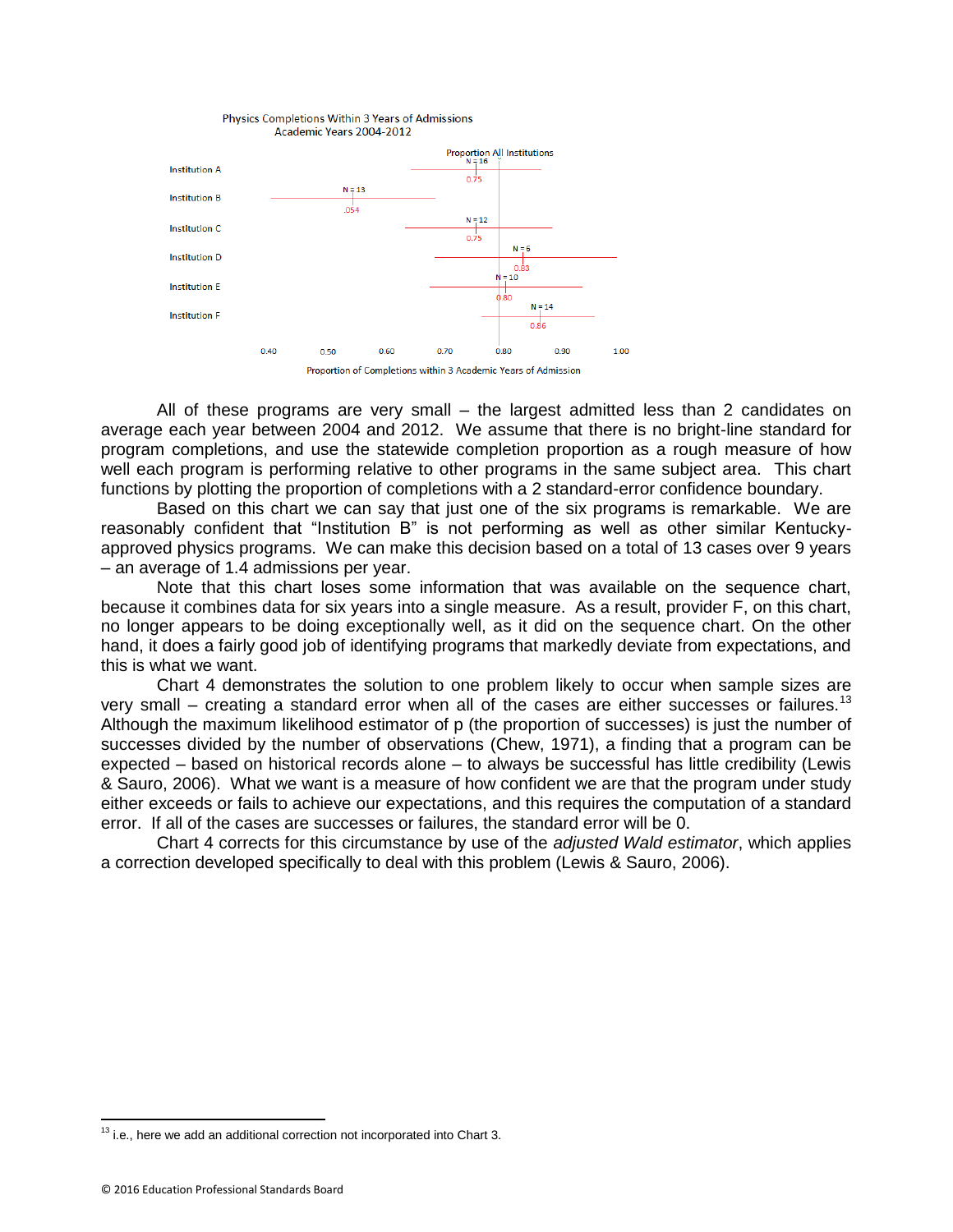Physics Completions Within 3 Years of Admissions
Academic Years 2004-2012

Proportion All Institutions

| Institution | N | Proportion |
|---|---|---|
| Institution A | N = 16 | 0.75 |
| Institution B | N = 13 | .054 |
| Institution C | N = 12 | 0.75 |
| Institution D | N = 6 | 0.83 |
| Institution E | N = 10 | 0.80 |
| Institution F | N = 14 | 0.86 |

0.40 0.50 0.60 0.70 0.80 0.90 1.00

Proportion of Completions within 3 Academic Years of Admission

All of these programs are very small – the largest admitted less than 2 candidates on average each year between 2004 and 2012. We assume that there is no bright-line standard for program completions, and use the statewide completion proportion as a rough measure of how well each program is performing relative to other programs in the same subject area. This chart functions by plotting the proportion of completions with a 2 standard-error confidence boundary.

Based on this chart we can say that just one of the six programs is remarkable. We are reasonably confident that "Institution B" is not performing as well as other similar Kentucky-approved physics programs. We can make this decision based on a total of 13 cases over 9 years – an average of 1.4 admissions per year.

Note that this chart loses some information that was available on the sequence chart, because it combines data for six years into a single measure. As a result, provider F, on this chart, no longer appears to be doing exceptionally well, as it did on the sequence chart. On the other hand, it does a fairly good job of identifying programs that markedly deviate from expectations, and this is what we want.

Chart 4 demonstrates the solution to one problem likely to occur when sample sizes are very small – creating a standard error when all of the cases are either successes or failures.[13] Although the maximum likelihood estimator of p (the proportion of successes) is just the number of successes divided by the number of observations (Chew, 1971), a finding that a program can be expected – based on historical records alone – to always be successful has little credibility (Lewis & Sauro, 2006). What we want is a measure of how confident we are that the program under study either exceeds or fails to achieve our expectations, and this requires the computation of a standard error. If all of the cases are successes or failures, the standard error will be 0.

Chart 4 corrects for this circumstance by use of the *adjusted Wald estimator*, which applies a correction developed specifically to deal with this problem (Lewis & Sauro, 2006).

[13] i.e., here we add an additional correction not incorporated into Chart 3.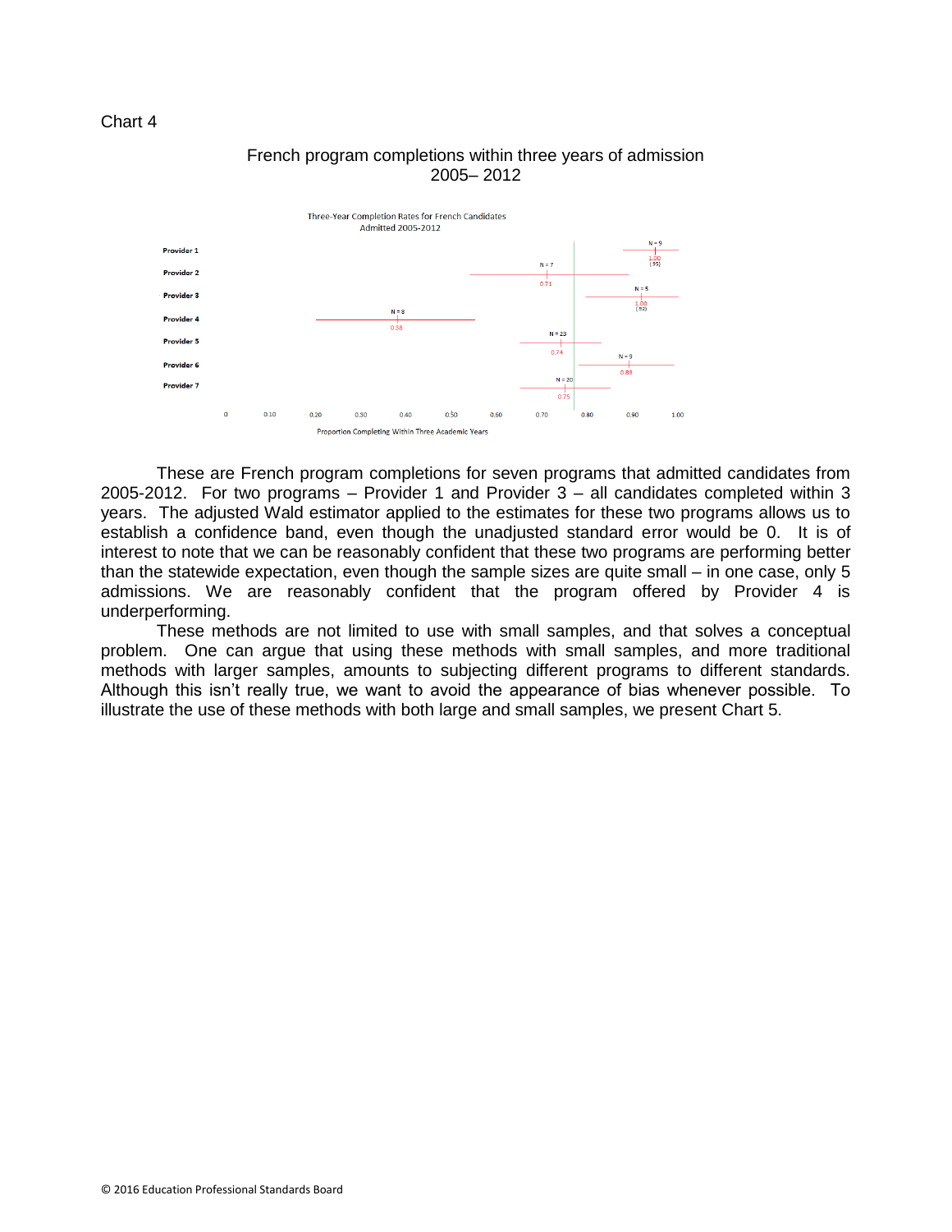Chart 4

French program completions within three years of admission
2005– 2012

These are French program completions for seven programs that admitted candidates from 2005-2012. For two programs – Provider 1 and Provider 3 – all candidates completed within 3 years. The adjusted Wald estimator applied to the estimates for these two programs allows us to establish a confidence band, even though the unadjusted standard error would be 0. It is of interest to note that we can be reasonably confident that these two programs are performing better than the statewide expectation, even though the sample sizes are quite small – in one case, only 5 admissions. We are reasonably confident that the program offered by Provider 4 is underperforming.

These methods are not limited to use with small samples, and that solves a conceptual problem. One can argue that using these methods with small samples, and more traditional methods with larger samples, amounts to subjecting different programs to different standards. Although this isn't really true, we want to avoid the appearance of bias whenever possible. To illustrate the use of these methods with both large and small samples, we present Chart 5.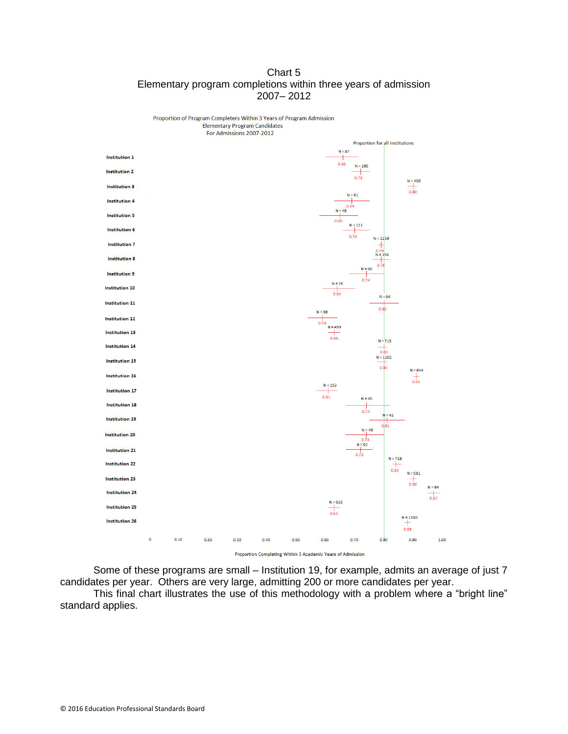# Chart 5

## Elementary program completions within three years of admission 2007– 2012

Proportion of Program Completers Within 3 Years of Program Admission
Elementary Program Candidates
For Admissions 2007-2012

Proportion for all institutions: 0.80

| Institution | N | Proportion |
|---|---|---|
| Institution 1 | N = 87 | 0.66 |
| Institution 2 | N = 285 | 0.72 |
| Institution 3 | N = 408 | 0.90 |
| Institution 4 | N = 61 | 0.69 |
| Institution 5 | N = 48 | 0.65 |
| Institution 6 | N = 111 | 0.70 |
| Institution 7 | N = 1259 | 0.79 |
| Institution 8 | N = 158 | 0.79 |
| Institution 9 | N = 50 | 0.74 |
| Institution 10 | N = 78 | 0.64 |
| Institution 11 | N = 64 | 0.80 |
| Institution 12 | N = 98 | 0.59 |
| Institution 13 | N = 499 | 0.63 |
| Institution 14 | N = 718 | 0.80 |
| Institution 15 | N = 1105 | 0.80 |
| Institution 16 | N = 644 | 0.91 |
| Institution 17 | N = 152 | 0.61 |
| Institution 18 | N = 95 | 0.74 |
| Institution 19 | N = 42 | 0.81 |
| Institution 20 | N = 46 | 0.74 |
| Institution 21 | N = 92 | 0.72 |
| Institution 22 | N = 718 | 0.84 |
| Institution 23 | N = 581 | 0.90 |
| Institution 24 | N = 64 | 0.97 |
| Institution 25 | N = 616 | 0.63 |
| Institution 26 | N = 1380 | 0.88 |

Proportion Completing Within 3 Academic Years of Admission

Some of these programs are small – Institution 19, for example, admits an average of just 7 candidates per year. Others are very large, admitting 200 or more candidates per year.

This final chart illustrates the use of this methodology with a problem where a "bright line" standard applies.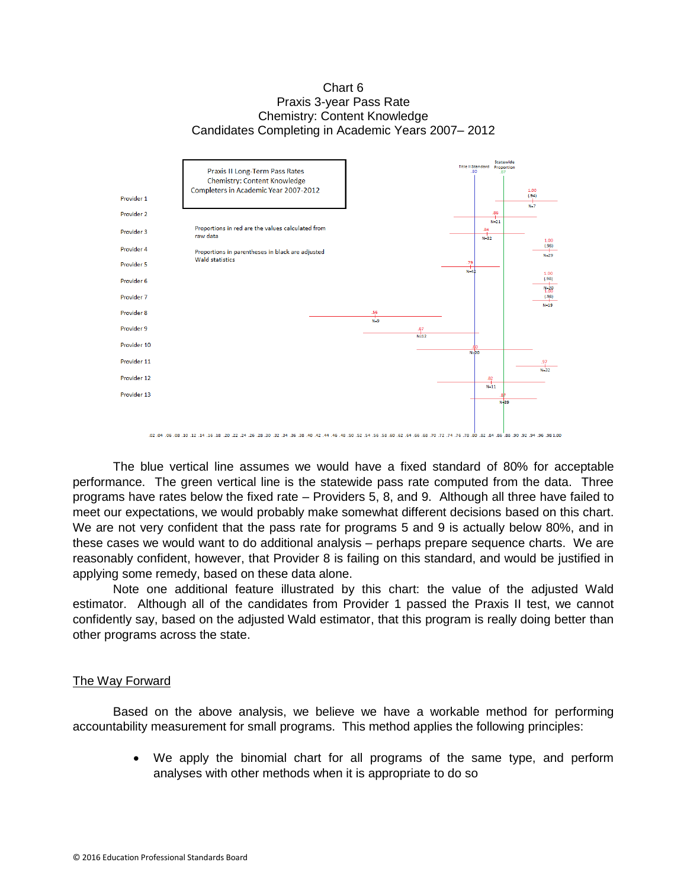Chart 6
Praxis 3-year Pass Rate
Chemistry: Content Knowledge
Candidates Completing in Academic Years 2007– 2012

Praxis II Long-Term Pass Rates
Chemistry: Content Knowledge
Completers in Academic Year 2007-2012

Proportions in red are the values calculated from raw data

Proportions in parentheses in black are adjusted Wald statistics

| Provider | Proportion | Adjusted Wald | N |
|---|---|---|---|
| Provider 1 | 1.00 | (.94) | N=7 |
| Provider 2 | .86 | | N=21 |
| Provider 3 | .84 | | N=32 |
| Provider 4 | 1.00 | (.98) | N=29 |
| Provider 5 | .79 | | N=41 |
| Provider 6 | 1.00 | (.98) | N=20 |
| Provider 7 | 1.00 | (.98) | N=19 |
| Provider 8 | .56 | | N=9 |
| Provider 9 | .67 | | N=12 |
| Provider 10 | .80 | | N=20 |
| Provider 11 | .97 | | N=32 |
| Provider 12 | .82 | | N=11 |
| Provider 13 | .87 | | N=39 |

Title II Standard .80; Statewide Proportion .87

The blue vertical line assumes we would have a fixed standard of 80% for acceptable performance. The green vertical line is the statewide pass rate computed from the data. Three programs have rates below the fixed rate – Providers 5, 8, and 9. Although all three have failed to meet our expectations, we would probably make somewhat different decisions based on this chart. We are not very confident that the pass rate for programs 5 and 9 is actually below 80%, and in these cases we would want to do additional analysis – perhaps prepare sequence charts. We are reasonably confident, however, that Provider 8 is failing on this standard, and would be justified in applying some remedy, based on these data alone.

Note one additional feature illustrated by this chart: the value of the adjusted Wald estimator. Although all of the candidates from Provider 1 passed the Praxis II test, we cannot confidently say, based on the adjusted Wald estimator, that this program is really doing better than other programs across the state.

## The Way Forward

Based on the above analysis, we believe we have a workable method for performing accountability measurement for small programs. This method applies the following principles:

- We apply the binomial chart for all programs of the same type, and perform analyses with other methods when it is appropriate to do so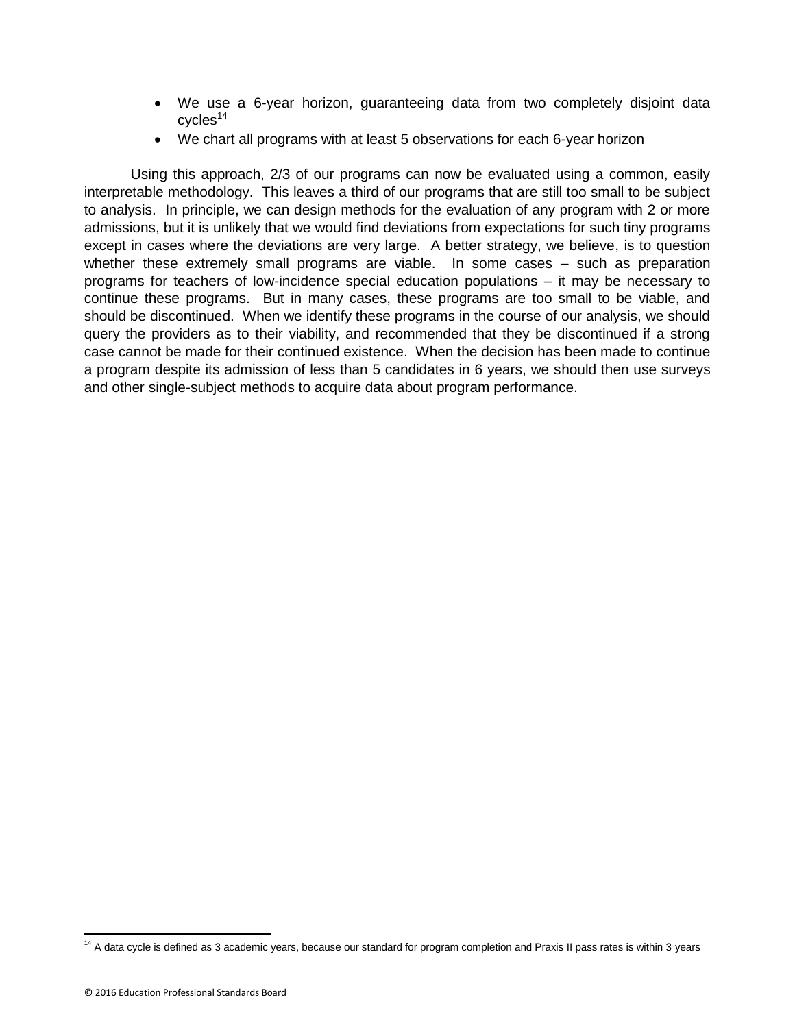- We use a 6-year horizon, guaranteeing data from two completely disjoint data cycles[14]
- We chart all programs with at least 5 observations for each 6-year horizon

Using this approach, 2/3 of our programs can now be evaluated using a common, easily interpretable methodology. This leaves a third of our programs that are still too small to be subject to analysis. In principle, we can design methods for the evaluation of any program with 2 or more admissions, but it is unlikely that we would find deviations from expectations for such tiny programs except in cases where the deviations are very large. A better strategy, we believe, is to question whether these extremely small programs are viable. In some cases – such as preparation programs for teachers of low-incidence special education populations – it may be necessary to continue these programs. But in many cases, these programs are too small to be viable, and should be discontinued. When we identify these programs in the course of our analysis, we should query the providers as to their viability, and recommended that they be discontinued if a strong case cannot be made for their continued existence. When the decision has been made to continue a program despite its admission of less than 5 candidates in 6 years, we should then use surveys and other single-subject methods to acquire data about program performance.

[14] A data cycle is defined as 3 academic years, because our standard for program completion and Praxis II pass rates is within 3 years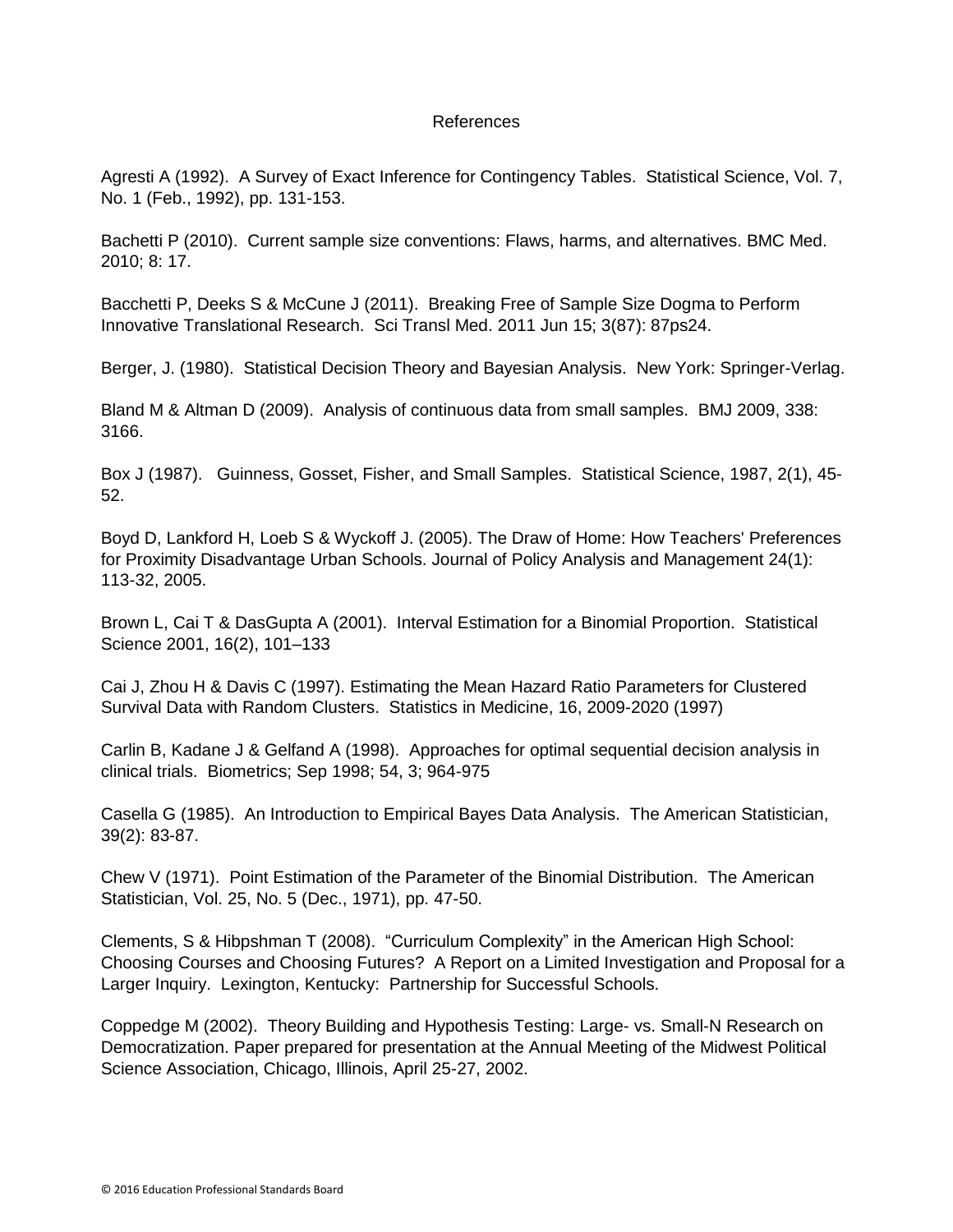# References

Agresti A (1992). A Survey of Exact Inference for Contingency Tables. Statistical Science, Vol. 7, No. 1 (Feb., 1992), pp. 131-153.

Bachetti P (2010). Current sample size conventions: Flaws, harms, and alternatives. BMC Med. 2010; 8: 17.

Bacchetti P, Deeks S & McCune J (2011). Breaking Free of Sample Size Dogma to Perform Innovative Translational Research. Sci Transl Med. 2011 Jun 15; 3(87): 87ps24.

Berger, J. (1980). Statistical Decision Theory and Bayesian Analysis. New York: Springer-Verlag.

Bland M & Altman D (2009). Analysis of continuous data from small samples. BMJ 2009, 338: 3166.

Box J (1987). Guinness, Gosset, Fisher, and Small Samples. Statistical Science, 1987, 2(1), 45-52.

Boyd D, Lankford H, Loeb S & Wyckoff J. (2005). The Draw of Home: How Teachers' Preferences for Proximity Disadvantage Urban Schools. Journal of Policy Analysis and Management 24(1): 113-32, 2005.

Brown L, Cai T & DasGupta A (2001). Interval Estimation for a Binomial Proportion. Statistical Science 2001, 16(2), 101–133

Cai J, Zhou H & Davis C (1997). Estimating the Mean Hazard Ratio Parameters for Clustered Survival Data with Random Clusters. Statistics in Medicine, 16, 2009-2020 (1997)

Carlin B, Kadane J & Gelfand A (1998). Approaches for optimal sequential decision analysis in clinical trials. Biometrics; Sep 1998; 54, 3; 964-975

Casella G (1985). An Introduction to Empirical Bayes Data Analysis. The American Statistician, 39(2): 83-87.

Chew V (1971). Point Estimation of the Parameter of the Binomial Distribution. The American Statistician, Vol. 25, No. 5 (Dec., 1971), pp. 47-50.

Clements, S & Hibpshman T (2008). "Curriculum Complexity" in the American High School: Choosing Courses and Choosing Futures? A Report on a Limited Investigation and Proposal for a Larger Inquiry. Lexington, Kentucky: Partnership for Successful Schools.

Coppedge M (2002). Theory Building and Hypothesis Testing: Large- vs. Small-N Research on Democratization. Paper prepared for presentation at the Annual Meeting of the Midwest Political Science Association, Chicago, Illinois, April 25-27, 2002.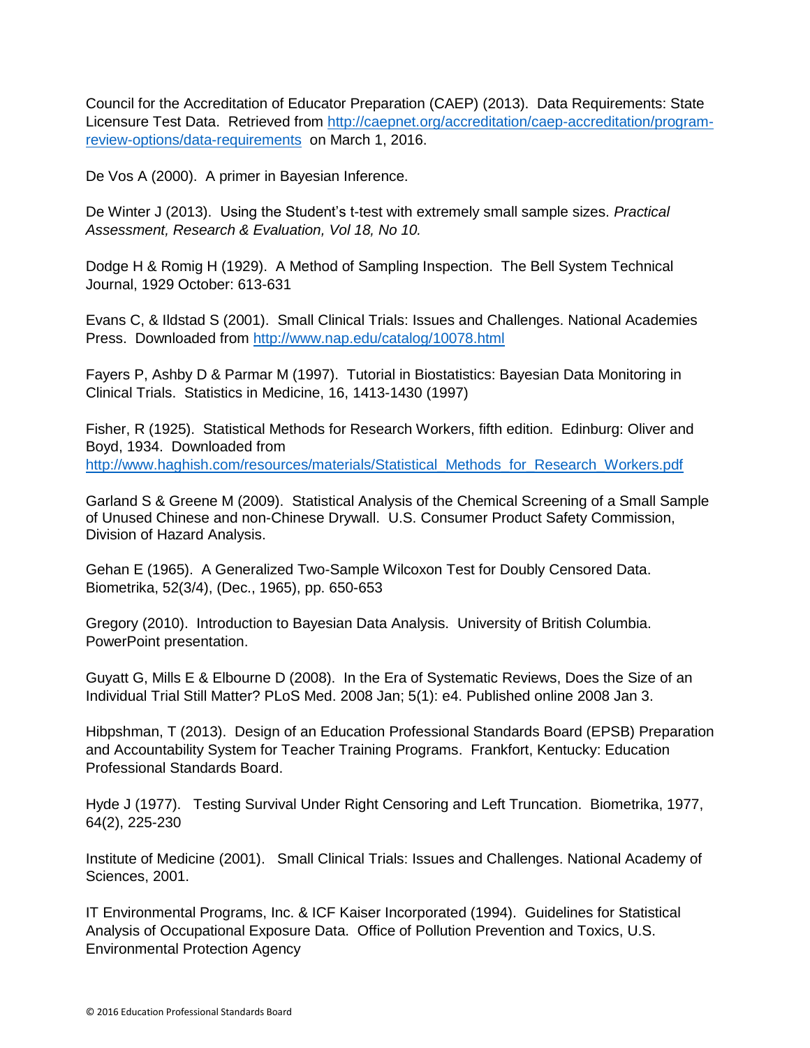Council for the Accreditation of Educator Preparation (CAEP) (2013). Data Requirements: State Licensure Test Data. Retrieved from http://caepnet.org/accreditation/caep-accreditation/program-review-options/data-requirements on March 1, 2016.

De Vos A (2000). A primer in Bayesian Inference.

De Winter J (2013). Using the Student's t-test with extremely small sample sizes. *Practical Assessment, Research & Evaluation, Vol 18, No 10.*

Dodge H & Romig H (1929). A Method of Sampling Inspection. The Bell System Technical Journal, 1929 October: 613-631

Evans C, & Ildstad S (2001). Small Clinical Trials: Issues and Challenges. National Academies Press. Downloaded from http://www.nap.edu/catalog/10078.html

Fayers P, Ashby D & Parmar M (1997). Tutorial in Biostatistics: Bayesian Data Monitoring in Clinical Trials. Statistics in Medicine, 16, 1413-1430 (1997)

Fisher, R (1925). Statistical Methods for Research Workers, fifth edition. Edinburg: Oliver and Boyd, 1934. Downloaded from http://www.haghish.com/resources/materials/Statistical_Methods_for_Research_Workers.pdf

Garland S & Greene M (2009). Statistical Analysis of the Chemical Screening of a Small Sample of Unused Chinese and non-Chinese Drywall. U.S. Consumer Product Safety Commission, Division of Hazard Analysis.

Gehan E (1965). A Generalized Two-Sample Wilcoxon Test for Doubly Censored Data. Biometrika, 52(3/4), (Dec., 1965), pp. 650-653

Gregory (2010). Introduction to Bayesian Data Analysis. University of British Columbia. PowerPoint presentation.

Guyatt G, Mills E & Elbourne D (2008). In the Era of Systematic Reviews, Does the Size of an Individual Trial Still Matter? PLoS Med. 2008 Jan; 5(1): e4. Published online 2008 Jan 3.

Hibpshman, T (2013). Design of an Education Professional Standards Board (EPSB) Preparation and Accountability System for Teacher Training Programs. Frankfort, Kentucky: Education Professional Standards Board.

Hyde J (1977). Testing Survival Under Right Censoring and Left Truncation. Biometrika, 1977, 64(2), 225-230

Institute of Medicine (2001). Small Clinical Trials: Issues and Challenges. National Academy of Sciences, 2001.

IT Environmental Programs, Inc. & ICF Kaiser Incorporated (1994). Guidelines for Statistical Analysis of Occupational Exposure Data. Office of Pollution Prevention and Toxics, U.S. Environmental Protection Agency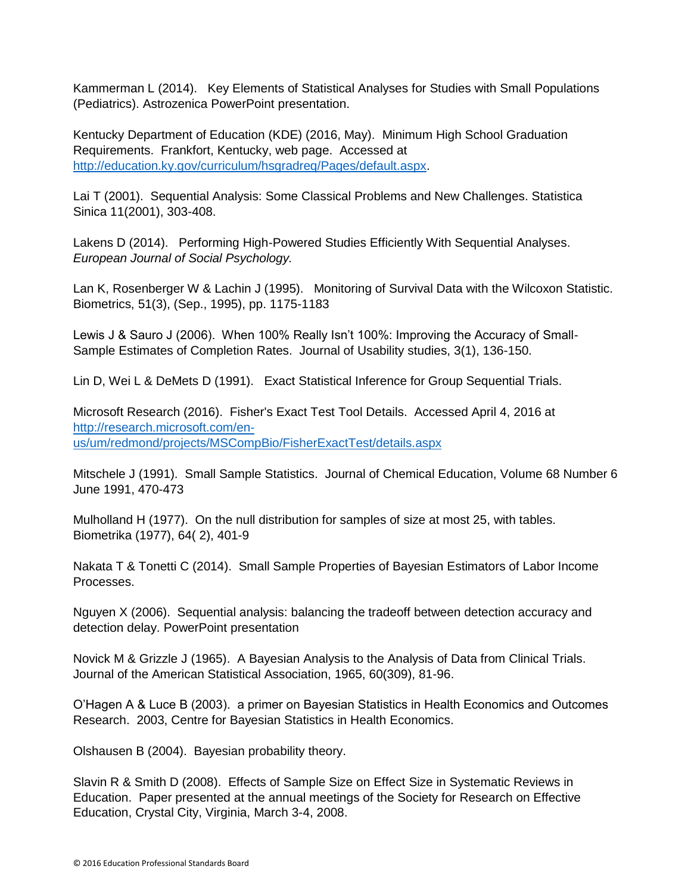Kammerman L (2014). Key Elements of Statistical Analyses for Studies with Small Populations (Pediatrics). Astrozenica PowerPoint presentation.

Kentucky Department of Education (KDE) (2016, May). Minimum High School Graduation Requirements. Frankfort, Kentucky, web page. Accessed at http://education.ky.gov/curriculum/hsgradreq/Pages/default.aspx.

Lai T (2001). Sequential Analysis: Some Classical Problems and New Challenges. Statistica Sinica 11(2001), 303-408.

Lakens D (2014). Performing High-Powered Studies Efficiently With Sequential Analyses. *European Journal of Social Psychology.*

Lan K, Rosenberger W & Lachin J (1995). Monitoring of Survival Data with the Wilcoxon Statistic. Biometrics, 51(3), (Sep., 1995), pp. 1175-1183

Lewis J & Sauro J (2006). When 100% Really Isn't 100%: Improving the Accuracy of Small-Sample Estimates of Completion Rates. Journal of Usability studies, 3(1), 136-150.

Lin D, Wei L & DeMets D (1991). Exact Statistical Inference for Group Sequential Trials.

Microsoft Research (2016). Fisher's Exact Test Tool Details. Accessed April 4, 2016 at http://research.microsoft.com/en-us/um/redmond/projects/MSCompBio/FisherExactTest/details.aspx

Mitschele J (1991). Small Sample Statistics. Journal of Chemical Education, Volume 68 Number 6 June 1991, 470-473

Mulholland H (1977). On the null distribution for samples of size at most 25, with tables. Biometrika (1977), 64( 2), 401-9

Nakata T & Tonetti C (2014). Small Sample Properties of Bayesian Estimators of Labor Income Processes.

Nguyen X (2006). Sequential analysis: balancing the tradeoff between detection accuracy and detection delay. PowerPoint presentation

Novick M & Grizzle J (1965). A Bayesian Analysis to the Analysis of Data from Clinical Trials. Journal of the American Statistical Association, 1965, 60(309), 81-96.

O'Hagen A & Luce B (2003). a primer on Bayesian Statistics in Health Economics and Outcomes Research. 2003, Centre for Bayesian Statistics in Health Economics.

Olshausen B (2004). Bayesian probability theory.

Slavin R & Smith D (2008). Effects of Sample Size on Effect Size in Systematic Reviews in Education. Paper presented at the annual meetings of the Society for Research on Effective Education, Crystal City, Virginia, March 3-4, 2008.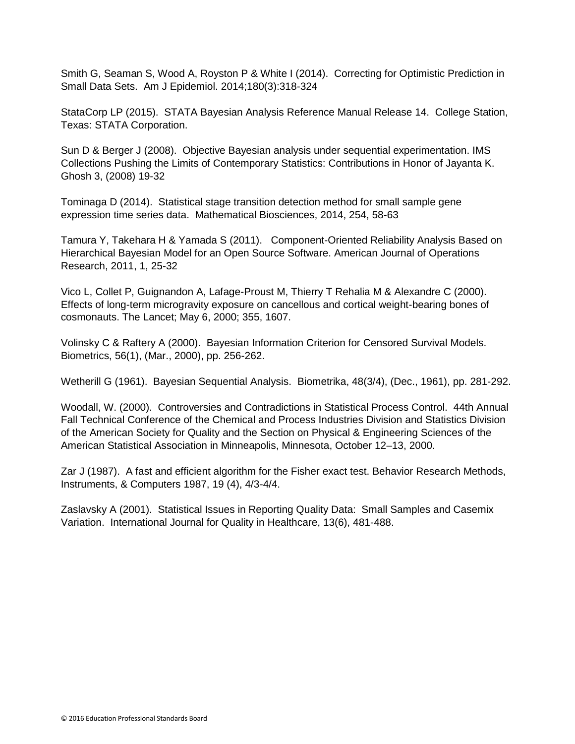Smith G, Seaman S, Wood A, Royston P & White I (2014). Correcting for Optimistic Prediction in Small Data Sets. Am J Epidemiol. 2014;180(3):318-324

StataCorp LP (2015). STATA Bayesian Analysis Reference Manual Release 14. College Station, Texas: STATA Corporation.

Sun D & Berger J (2008). Objective Bayesian analysis under sequential experimentation. IMS Collections Pushing the Limits of Contemporary Statistics: Contributions in Honor of Jayanta K. Ghosh 3, (2008) 19-32

Tominaga D (2014). Statistical stage transition detection method for small sample gene expression time series data. Mathematical Biosciences, 2014, 254, 58-63

Tamura Y, Takehara H & Yamada S (2011). Component-Oriented Reliability Analysis Based on Hierarchical Bayesian Model for an Open Source Software. American Journal of Operations Research, 2011, 1, 25-32

Vico L, Collet P, Guignandon A, Lafage-Proust M, Thierry T Rehalia M & Alexandre C (2000). Effects of long-term microgravity exposure on cancellous and cortical weight-bearing bones of cosmonauts. The Lancet; May 6, 2000; 355, 1607.

Volinsky C & Raftery A (2000). Bayesian Information Criterion for Censored Survival Models. Biometrics, 56(1), (Mar., 2000), pp. 256-262.

Wetherill G (1961). Bayesian Sequential Analysis. Biometrika, 48(3/4), (Dec., 1961), pp. 281-292.

Woodall, W. (2000). Controversies and Contradictions in Statistical Process Control. 44th Annual Fall Technical Conference of the Chemical and Process Industries Division and Statistics Division of the American Society for Quality and the Section on Physical & Engineering Sciences of the American Statistical Association in Minneapolis, Minnesota, October 12–13, 2000.

Zar J (1987). A fast and efficient algorithm for the Fisher exact test. Behavior Research Methods, Instruments, & Computers 1987, 19 (4), 4/3-4/4.

Zaslavsky A (2001). Statistical Issues in Reporting Quality Data: Small Samples and Casemix Variation. International Journal for Quality in Healthcare, 13(6), 481-488.